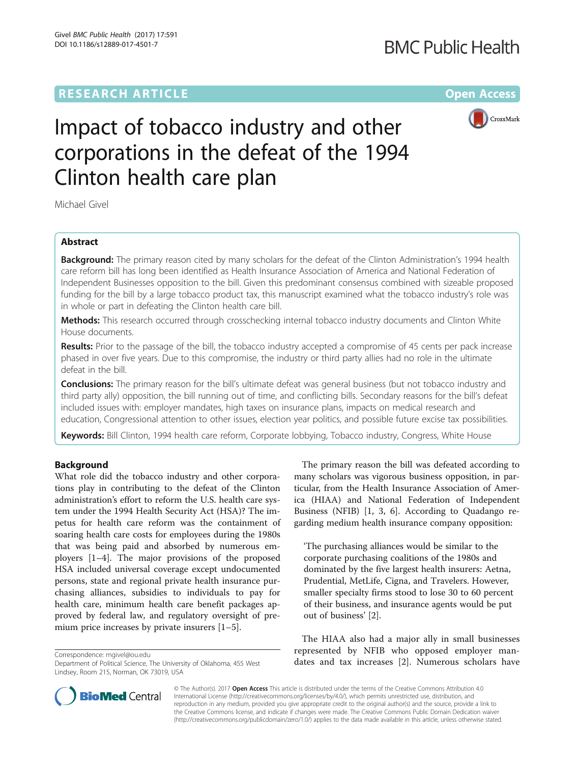RESEARCH ARTICLE

Open Access

# Impact of tobacco industry and other corporations in the defeat of the 1994 Clinton health care plan

Michael Givel

## Abstract

**Background:** The primary reason cited by many scholars for the defeat of the Clinton Administration's 1994 health care reform bill has long been identified as Health Insurance Association of America and National Federation of Independent Businesses opposition to the bill. Given this predominant consensus combined with sizeable proposed funding for the bill by a large tobacco product tax, this manuscript examined what the tobacco industry's role was in whole or part in defeating the Clinton health care bill.

**Methods:** This research occurred through crosschecking internal tobacco industry documents and Clinton White House documents.

**Results:** Prior to the passage of the bill, the tobacco industry accepted a compromise of 45 cents per pack increase phased in over five years. Due to this compromise, the industry or third party allies had no role in the ultimate defeat in the bill.

**Conclusions:** The primary reason for the bill's ultimate defeat was general business (but not tobacco industry and third party ally) opposition, the bill running out of time, and conflicting bills. Secondary reasons for the bill's defeat included issues with: employer mandates, high taxes on insurance plans, impacts on medical research and education, Congressional attention to other issues, election year politics, and possible future excise tax possibilities.

**Keywords:** Bill Clinton, 1994 health care reform, Corporate lobbying, Tobacco industry, Congress, White House

## Background

What role did the tobacco industry and other corporations play in contributing to the defeat of the Clinton administration's effort to reform the U.S. health care system under the 1994 Health Security Act (HSA)? The impetus for health care reform was the containment of soaring health care costs for employees during the 1980s that was being paid and absorbed by numerous employers [1–4]. The major provisions of the proposed HSA included universal coverage except undocumented persons, state and regional private health insurance purchasing alliances, subsidies to individuals to pay for health care, minimum health care benefit packages approved by federal law, and regulatory oversight of premium price increases by private insurers [1–5].

The primary reason the bill was defeated according to many scholars was vigorous business opposition, in particular, from the Health Insurance Association of America (HIAA) and National Federation of Independent Business (NFIB) [1, 3, 6]. According to Quadango regarding medium health insurance company opposition:

> 'The purchasing alliances would be similar to the corporate purchasing coalitions of the 1980s and dominated by the five largest health insurers: Aetna, Prudential, MetLife, Cigna, and Travelers. However, smaller specialty firms stood to lose 30 to 60 percent of their business, and insurance agents would be put out of business' [2].

The HIAA also had a major ally in small businesses represented by NFIB who opposed employer mandates and tax increases [2]. Numerous scholars have

Correspondence: mgivel@ou.edu
Department of Political Science, The University of Oklahoma, 455 West Lindsey, Room 215, Norman, OK 73019, USA

© The Author(s). 2017 **Open Access** This article is distributed under the terms of the Creative Commons Attribution 4.0 International License (http://creativecommons.org/licenses/by/4.0/), which permits unrestricted use, distribution, and reproduction in any medium, provided you give appropriate credit to the original author(s) and the source, provide a link to the Creative Commons license, and indicate if changes were made. The Creative Commons Public Domain Dedication waiver (http://creativecommons.org/publicdomain/zero/1.0/) applies to the data made available in this article, unless otherwise stated.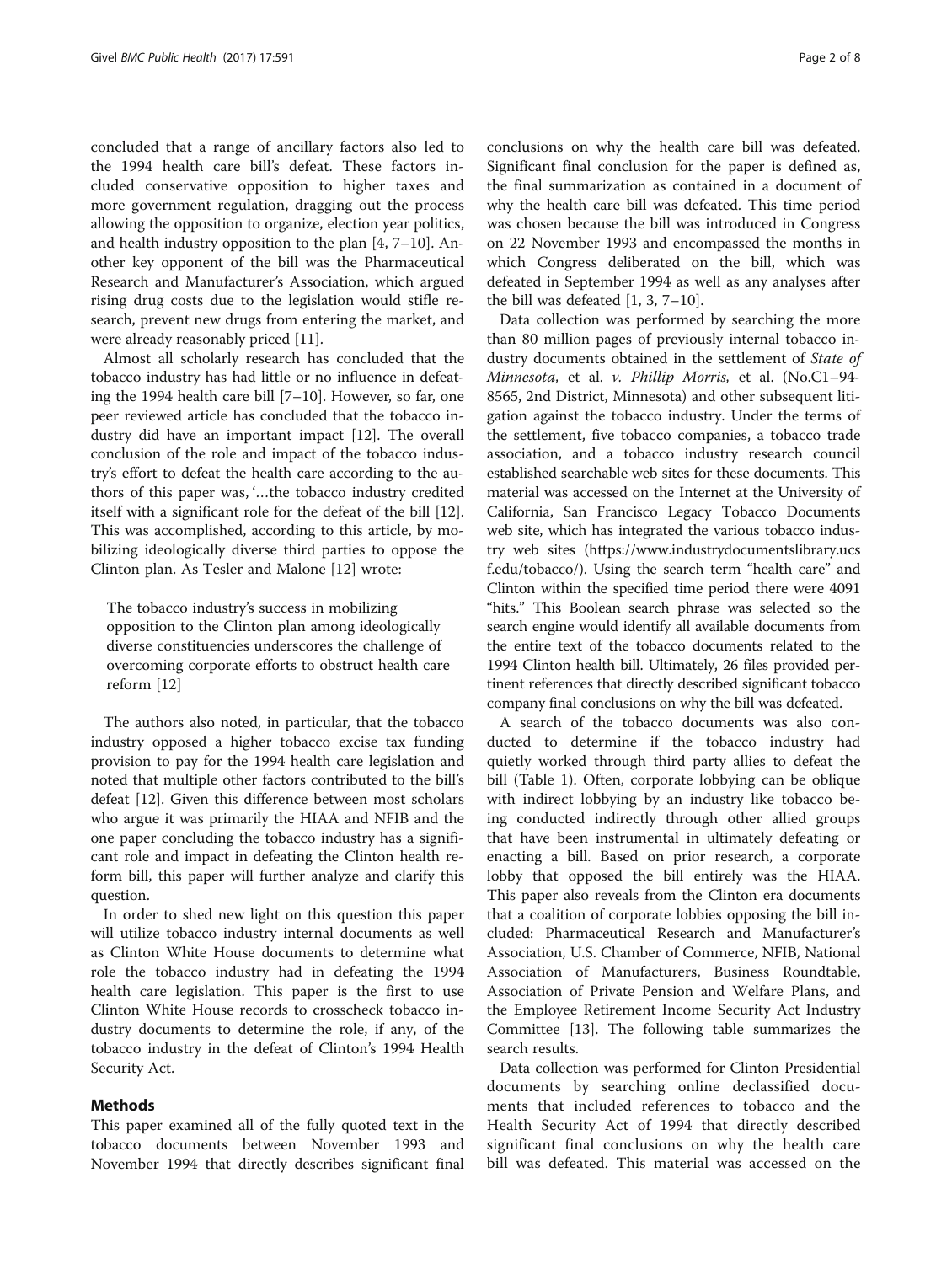concluded that a range of ancillary factors also led to the 1994 health care bill's defeat. These factors included conservative opposition to higher taxes and more government regulation, dragging out the process allowing the opposition to organize, election year politics, and health industry opposition to the plan [4, 7–10]. Another key opponent of the bill was the Pharmaceutical Research and Manufacturer's Association, which argued rising drug costs due to the legislation would stifle research, prevent new drugs from entering the market, and were already reasonably priced [11].

Almost all scholarly research has concluded that the tobacco industry has had little or no influence in defeating the 1994 health care bill [7–10]. However, so far, one peer reviewed article has concluded that the tobacco industry did have an important impact [12]. The overall conclusion of the role and impact of the tobacco industry's effort to defeat the health care according to the authors of this paper was, '…the tobacco industry credited itself with a significant role for the defeat of the bill [12]. This was accomplished, according to this article, by mobilizing ideologically diverse third parties to oppose the Clinton plan. As Tesler and Malone [12] wrote:

> The tobacco industry's success in mobilizing opposition to the Clinton plan among ideologically diverse constituencies underscores the challenge of overcoming corporate efforts to obstruct health care reform [12]

The authors also noted, in particular, that the tobacco industry opposed a higher tobacco excise tax funding provision to pay for the 1994 health care legislation and noted that multiple other factors contributed to the bill's defeat [12]. Given this difference between most scholars who argue it was primarily the HIAA and NFIB and the one paper concluding the tobacco industry has a significant role and impact in defeating the Clinton health reform bill, this paper will further analyze and clarify this question.

In order to shed new light on this question this paper will utilize tobacco industry internal documents as well as Clinton White House documents to determine what role the tobacco industry had in defeating the 1994 health care legislation. This paper is the first to use Clinton White House records to crosscheck tobacco industry documents to determine the role, if any, of the tobacco industry in the defeat of Clinton's 1994 Health Security Act.

## Methods

This paper examined all of the fully quoted text in the tobacco documents between November 1993 and November 1994 that directly describes significant final conclusions on why the health care bill was defeated. Significant final conclusion for the paper is defined as, the final summarization as contained in a document of why the health care bill was defeated. This time period was chosen because the bill was introduced in Congress on 22 November 1993 and encompassed the months in which Congress deliberated on the bill, which was defeated in September 1994 as well as any analyses after the bill was defeated [1, 3, 7–10].

Data collection was performed by searching the more than 80 million pages of previously internal tobacco industry documents obtained in the settlement of *State of Minnesota,* et al. *v. Phillip Morris,* et al. (No.C1–94-8565, 2nd District, Minnesota) and other subsequent litigation against the tobacco industry. Under the terms of the settlement, five tobacco companies, a tobacco trade association, and a tobacco industry research council established searchable web sites for these documents. This material was accessed on the Internet at the University of California, San Francisco Legacy Tobacco Documents web site, which has integrated the various tobacco industry web sites (https://www.industrydocumentslibrary.ucsf.edu/tobacco/). Using the search term "health care" and Clinton within the specified time period there were 4091 "hits." This Boolean search phrase was selected so the search engine would identify all available documents from the entire text of the tobacco documents related to the 1994 Clinton health bill. Ultimately, 26 files provided pertinent references that directly described significant tobacco company final conclusions on why the bill was defeated.

A search of the tobacco documents was also conducted to determine if the tobacco industry had quietly worked through third party allies to defeat the bill (Table 1). Often, corporate lobbying can be oblique with indirect lobbying by an industry like tobacco being conducted indirectly through other allied groups that have been instrumental in ultimately defeating or enacting a bill. Based on prior research, a corporate lobby that opposed the bill entirely was the HIAA. This paper also reveals from the Clinton era documents that a coalition of corporate lobbies opposing the bill included: Pharmaceutical Research and Manufacturer's Association, U.S. Chamber of Commerce, NFIB, National Association of Manufacturers, Business Roundtable, Association of Private Pension and Welfare Plans, and the Employee Retirement Income Security Act Industry Committee [13]. The following table summarizes the search results.

Data collection was performed for Clinton Presidential documents by searching online declassified documents that included references to tobacco and the Health Security Act of 1994 that directly described significant final conclusions on why the health care bill was defeated. This material was accessed on the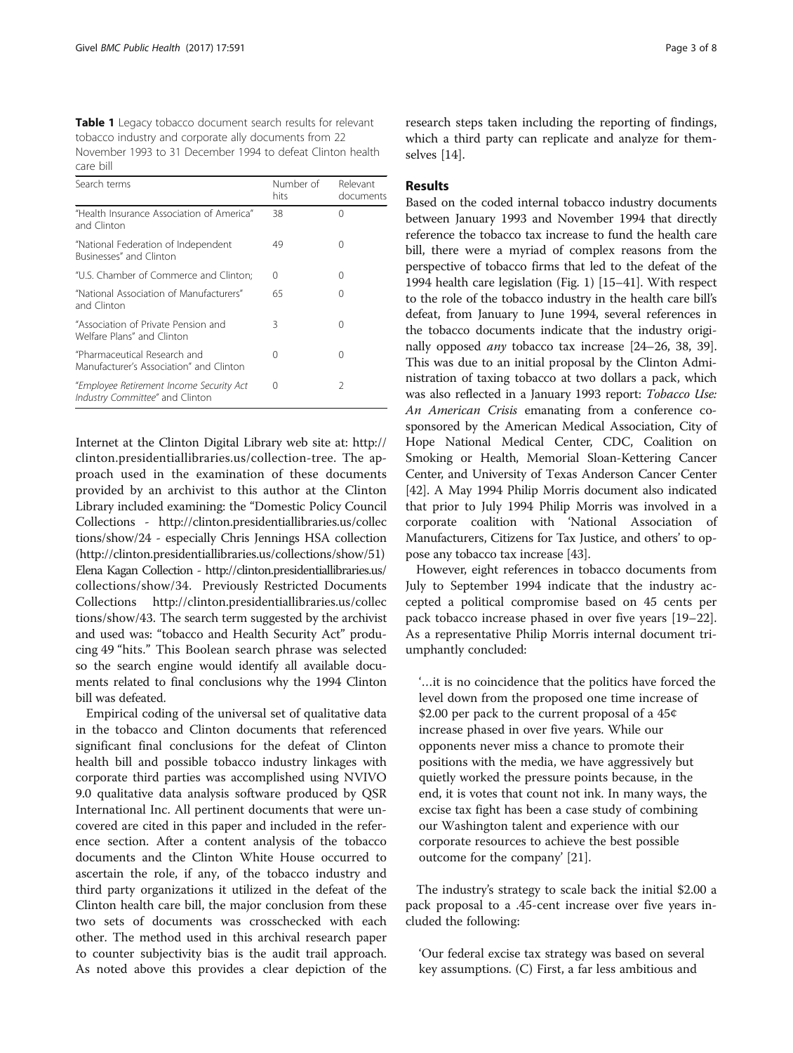**Table 1** Legacy tobacco document search results for relevant tobacco industry and corporate ally documents from 22 November 1993 to 31 December 1994 to defeat Clinton health care bill

| Search terms | Number of hits | Relevant documents |
|---|---|---|
| "Health Insurance Association of America" and Clinton | 38 | 0 |
| "National Federation of Independent Businesses" and Clinton | 49 | 0 |
| "U.S. Chamber of Commerce and Clinton; | 0 | 0 |
| "National Association of Manufacturers" and Clinton | 65 | 0 |
| "Association of Private Pension and Welfare Plans" and Clinton | 3 | 0 |
| "Pharmaceutical Research and Manufacturer's Association" and Clinton | 0 | 0 |
| "*Employee Retirement Income Security Act Industry Committee*" and Clinton | 0 | 2 |

Internet at the Clinton Digital Library web site at: http://clinton.presidentiallibraries.us/collection-tree. The approach used in the examination of these documents provided by an archivist to this author at the Clinton Library included examining: the "Domestic Policy Council Collections - http://clinton.presidentiallibraries.us/collections/show/24 - especially Chris Jennings HSA collection (http://clinton.presidentiallibraries.us/collections/show/51) Elena Kagan Collection - http://clinton.presidentiallibraries.us/collections/show/34. Previously Restricted Documents Collections http://clinton.presidentiallibraries.us/collections/show/43. The search term suggested by the archivist and used was: "tobacco and Health Security Act" producing 49 "hits." This Boolean search phrase was selected so the search engine would identify all available documents related to final conclusions why the 1994 Clinton bill was defeated.

Empirical coding of the universal set of qualitative data in the tobacco and Clinton documents that referenced significant final conclusions for the defeat of Clinton health bill and possible tobacco industry linkages with corporate third parties was accomplished using NVIVO 9.0 qualitative data analysis software produced by QSR International Inc. All pertinent documents that were uncovered are cited in this paper and included in the reference section. After a content analysis of the tobacco documents and the Clinton White House occurred to ascertain the role, if any, of the tobacco industry and third party organizations it utilized in the defeat of the Clinton health care bill, the major conclusion from these two sets of documents was crosschecked with each other. The method used in this archival research paper to counter subjectivity bias is the audit trail approach. As noted above this provides a clear depiction of the research steps taken including the reporting of findings, which a third party can replicate and analyze for themselves [14].

## Results

Based on the coded internal tobacco industry documents between January 1993 and November 1994 that directly reference the tobacco tax increase to fund the health care bill, there were a myriad of complex reasons from the perspective of tobacco firms that led to the defeat of the 1994 health care legislation (Fig. 1) [15–41]. With respect to the role of the tobacco industry in the health care bill's defeat, from January to June 1994, several references in the tobacco documents indicate that the industry originally opposed *any* tobacco tax increase [24–26, 38, 39]. This was due to an initial proposal by the Clinton Administration of taxing tobacco at two dollars a pack, which was also reflected in a January 1993 report: *Tobacco Use: An American Crisis* emanating from a conference cosponsored by the American Medical Association, City of Hope National Medical Center, CDC, Coalition on Smoking or Health, Memorial Sloan-Kettering Cancer Center, and University of Texas Anderson Cancer Center [42]. A May 1994 Philip Morris document also indicated that prior to July 1994 Philip Morris was involved in a corporate coalition with 'National Association of Manufacturers, Citizens for Tax Justice, and others' to oppose any tobacco tax increase [43].

However, eight references in tobacco documents from July to September 1994 indicate that the industry accepted a political compromise based on 45 cents per pack tobacco increase phased in over five years [19–22]. As a representative Philip Morris internal document triumphantly concluded:

> '…it is no coincidence that the politics have forced the level down from the proposed one time increase of \$2.00 per pack to the current proposal of a 45¢ increase phased in over five years. While our opponents never miss a chance to promote their positions with the media, we have aggressively but quietly worked the pressure points because, in the end, it is votes that count not ink. In many ways, the excise tax fight has been a case study of combining our Washington talent and experience with our corporate resources to achieve the best possible outcome for the company' [21].

The industry's strategy to scale back the initial \$2.00 a pack proposal to a .45-cent increase over five years included the following:

> 'Our federal excise tax strategy was based on several key assumptions. (C) First, a far less ambitious and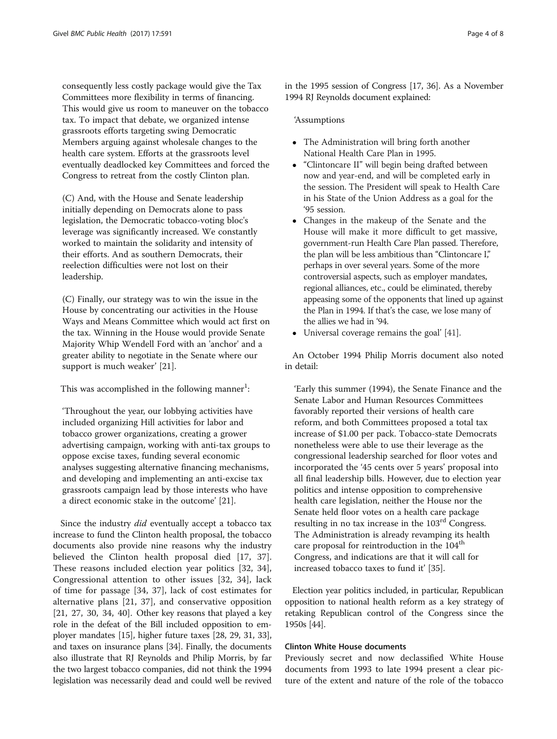consequently less costly package would give the Tax Committees more flexibility in terms of financing. This would give us room to maneuver on the tobacco tax. To impact that debate, we organized intense grassroots efforts targeting swing Democratic Members arguing against wholesale changes to the health care system. Efforts at the grassroots level eventually deadlocked key Committees and forced the Congress to retreat from the costly Clinton plan.

(C) And, with the House and Senate leadership initially depending on Democrats alone to pass legislation, the Democratic tobacco-voting bloc's leverage was significantly increased. We constantly worked to maintain the solidarity and intensity of their efforts. And as southern Democrats, their reelection difficulties were not lost on their leadership.

(C) Finally, our strategy was to win the issue in the House by concentrating our activities in the House Ways and Means Committee which would act first on the tax. Winning in the House would provide Senate Majority Whip Wendell Ford with an 'anchor' and a greater ability to negotiate in the Senate where our support is much weaker' [21].

This was accomplished in the following manner[1]:

'Throughout the year, our lobbying activities have included organizing Hill activities for labor and tobacco grower organizations, creating a grower advertising campaign, working with anti-tax groups to oppose excise taxes, funding several economic analyses suggesting alternative financing mechanisms, and developing and implementing an anti-excise tax grassroots campaign lead by those interests who have a direct economic stake in the outcome' [21].

Since the industry *did* eventually accept a tobacco tax increase to fund the Clinton health proposal, the tobacco documents also provide nine reasons why the industry believed the Clinton health proposal died [17, 37]. These reasons included election year politics [32, 34], Congressional attention to other issues [32, 34], lack of time for passage [34, 37], lack of cost estimates for alternative plans [21, 37], and conservative opposition [21, 27, 30, 34, 40]. Other key reasons that played a key role in the defeat of the Bill included opposition to employer mandates [15], higher future taxes [28, 29, 31, 33], and taxes on insurance plans [34]. Finally, the documents also illustrate that RJ Reynolds and Philip Morris, by far the two largest tobacco companies, did not think the 1994 legislation was necessarily dead and could well be revived in the 1995 session of Congress [17, 36]. As a November 1994 RJ Reynolds document explained:

'Assumptions

- The Administration will bring forth another National Health Care Plan in 1995.
- "Clintoncare II" will begin being drafted between now and year-end, and will be completed early in the session. The President will speak to Health Care in his State of the Union Address as a goal for the '95 session.
- Changes in the makeup of the Senate and the House will make it more difficult to get massive, government-run Health Care Plan passed. Therefore, the plan will be less ambitious than "Clintoncare I," perhaps in over several years. Some of the more controversial aspects, such as employer mandates, regional alliances, etc., could be eliminated, thereby appeasing some of the opponents that lined up against the Plan in 1994. If that's the case, we lose many of the allies we had in '94.
- Universal coverage remains the goal' [41].

An October 1994 Philip Morris document also noted in detail:

'Early this summer (1994), the Senate Finance and the Senate Labor and Human Resources Committees favorably reported their versions of health care reform, and both Committees proposed a total tax increase of $1.00 per pack. Tobacco-state Democrats nonetheless were able to use their leverage as the congressional leadership searched for floor votes and incorporated the '45 cents over 5 years' proposal into all final leadership bills. However, due to election year politics and intense opposition to comprehensive health care legislation, neither the House nor the Senate held floor votes on a health care package resulting in no tax increase in the 103rd Congress. The Administration is already revamping its health care proposal for reintroduction in the 104th Congress, and indications are that it will call for increased tobacco taxes to fund it' [35].

Election year politics included, in particular, Republican opposition to national health reform as a key strategy of retaking Republican control of the Congress since the 1950s [44].

### Clinton White House documents

Previously secret and now declassified White House documents from 1993 to late 1994 present a clear picture of the extent and nature of the role of the tobacco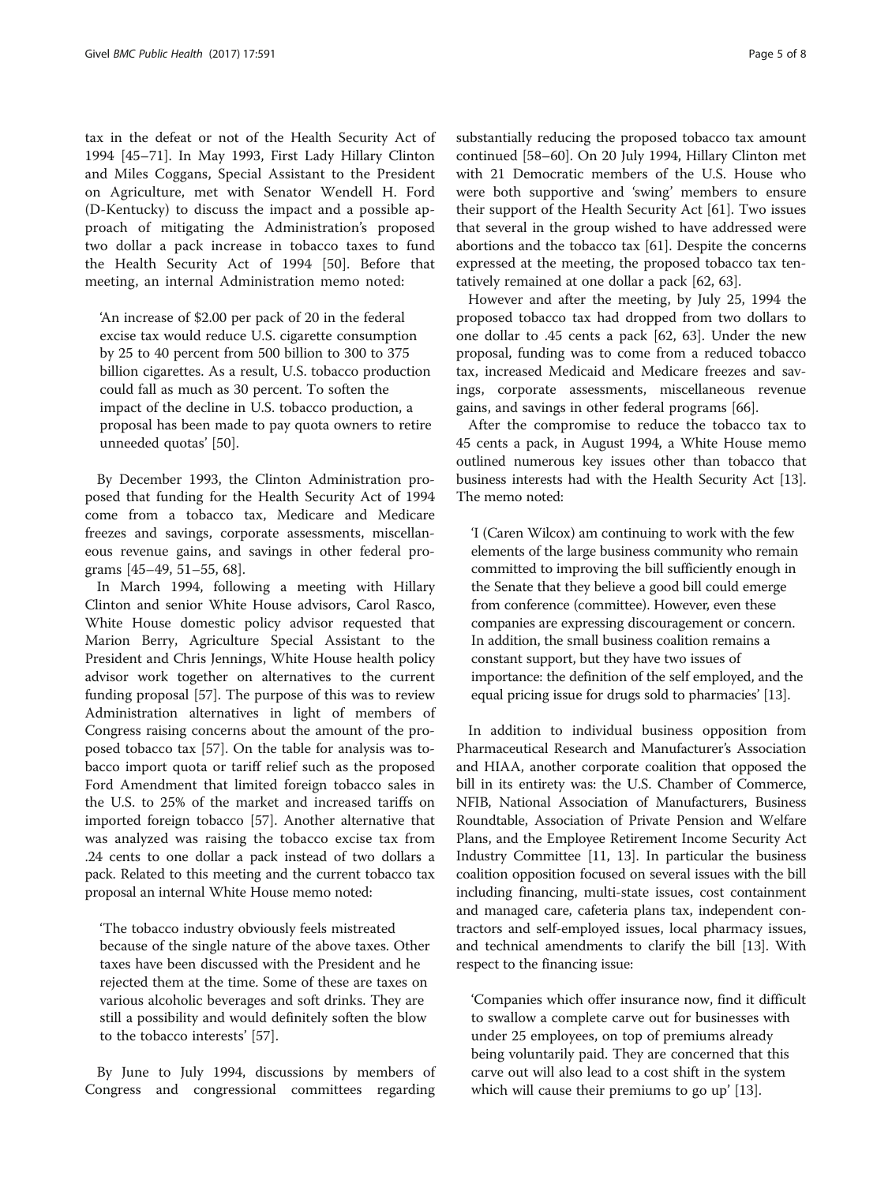tax in the defeat or not of the Health Security Act of 1994 [45–71]. In May 1993, First Lady Hillary Clinton and Miles Coggans, Special Assistant to the President on Agriculture, met with Senator Wendell H. Ford (D-Kentucky) to discuss the impact and a possible approach of mitigating the Administration's proposed two dollar a pack increase in tobacco taxes to fund the Health Security Act of 1994 [50]. Before that meeting, an internal Administration memo noted:

> 'An increase of $2.00 per pack of 20 in the federal excise tax would reduce U.S. cigarette consumption by 25 to 40 percent from 500 billion to 300 to 375 billion cigarettes. As a result, U.S. tobacco production could fall as much as 30 percent. To soften the impact of the decline in U.S. tobacco production, a proposal has been made to pay quota owners to retire unneeded quotas' [50].

By December 1993, the Clinton Administration proposed that funding for the Health Security Act of 1994 come from a tobacco tax, Medicare and Medicare freezes and savings, corporate assessments, miscellaneous revenue gains, and savings in other federal programs [45–49, 51–55, 68].

In March 1994, following a meeting with Hillary Clinton and senior White House advisors, Carol Rasco, White House domestic policy advisor requested that Marion Berry, Agriculture Special Assistant to the President and Chris Jennings, White House health policy advisor work together on alternatives to the current funding proposal [57]. The purpose of this was to review Administration alternatives in light of members of Congress raising concerns about the amount of the proposed tobacco tax [57]. On the table for analysis was tobacco import quota or tariff relief such as the proposed Ford Amendment that limited foreign tobacco sales in the U.S. to 25% of the market and increased tariffs on imported foreign tobacco [57]. Another alternative that was analyzed was raising the tobacco excise tax from .24 cents to one dollar a pack instead of two dollars a pack. Related to this meeting and the current tobacco tax proposal an internal White House memo noted:

> 'The tobacco industry obviously feels mistreated because of the single nature of the above taxes. Other taxes have been discussed with the President and he rejected them at the time. Some of these are taxes on various alcoholic beverages and soft drinks. They are still a possibility and would definitely soften the blow to the tobacco interests' [57].

By June to July 1994, discussions by members of Congress and congressional committees regarding substantially reducing the proposed tobacco tax amount continued [58–60]. On 20 July 1994, Hillary Clinton met with 21 Democratic members of the U.S. House who were both supportive and 'swing' members to ensure their support of the Health Security Act [61]. Two issues that several in the group wished to have addressed were abortions and the tobacco tax [61]. Despite the concerns expressed at the meeting, the proposed tobacco tax tentatively remained at one dollar a pack [62, 63].

However and after the meeting, by July 25, 1994 the proposed tobacco tax had dropped from two dollars to one dollar to .45 cents a pack [62, 63]. Under the new proposal, funding was to come from a reduced tobacco tax, increased Medicaid and Medicare freezes and savings, corporate assessments, miscellaneous revenue gains, and savings in other federal programs [66].

After the compromise to reduce the tobacco tax to 45 cents a pack, in August 1994, a White House memo outlined numerous key issues other than tobacco that business interests had with the Health Security Act [13]. The memo noted:

> 'I (Caren Wilcox) am continuing to work with the few elements of the large business community who remain committed to improving the bill sufficiently enough in the Senate that they believe a good bill could emerge from conference (committee). However, even these companies are expressing discouragement or concern. In addition, the small business coalition remains a constant support, but they have two issues of importance: the definition of the self employed, and the equal pricing issue for drugs sold to pharmacies' [13].

In addition to individual business opposition from Pharmaceutical Research and Manufacturer's Association and HIAA, another corporate coalition that opposed the bill in its entirety was: the U.S. Chamber of Commerce, NFIB, National Association of Manufacturers, Business Roundtable, Association of Private Pension and Welfare Plans, and the Employee Retirement Income Security Act Industry Committee [11, 13]. In particular the business coalition opposition focused on several issues with the bill including financing, multi-state issues, cost containment and managed care, cafeteria plans tax, independent contractors and self-employed issues, local pharmacy issues, and technical amendments to clarify the bill [13]. With respect to the financing issue:

> 'Companies which offer insurance now, find it difficult to swallow a complete carve out for businesses with under 25 employees, on top of premiums already being voluntarily paid. They are concerned that this carve out will also lead to a cost shift in the system which will cause their premiums to go up' [13].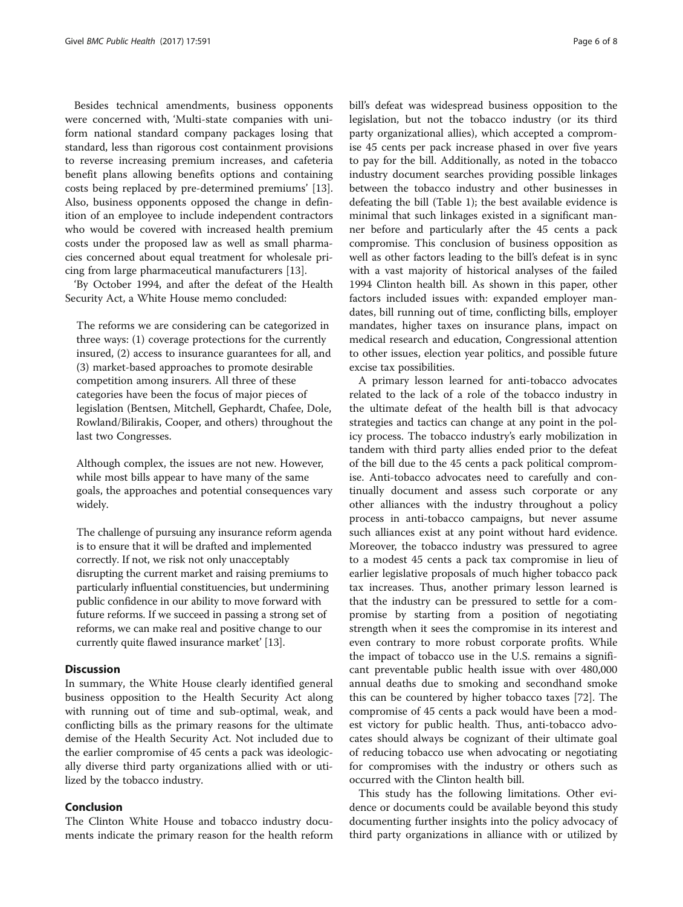Besides technical amendments, business opponents were concerned with, 'Multi-state companies with uniform national standard company packages losing that standard, less than rigorous cost containment provisions to reverse increasing premium increases, and cafeteria benefit plans allowing benefits options and containing costs being replaced by pre-determined premiums' [13]. Also, business opponents opposed the change in definition of an employee to include independent contractors who would be covered with increased health premium costs under the proposed law as well as small pharmacies concerned about equal treatment for wholesale pricing from large pharmaceutical manufacturers [13].

'By October 1994, and after the defeat of the Health Security Act, a White House memo concluded:

> The reforms we are considering can be categorized in three ways: (1) coverage protections for the currently insured, (2) access to insurance guarantees for all, and (3) market-based approaches to promote desirable competition among insurers. All three of these categories have been the focus of major pieces of legislation (Bentsen, Mitchell, Gephardt, Chafee, Dole, Rowland/Bilirakis, Cooper, and others) throughout the last two Congresses.
>
> Although complex, the issues are not new. However, while most bills appear to have many of the same goals, the approaches and potential consequences vary widely.
>
> The challenge of pursuing any insurance reform agenda is to ensure that it will be drafted and implemented correctly. If not, we risk not only unacceptably disrupting the current market and raising premiums to particularly influential constituencies, but undermining public confidence in our ability to move forward with future reforms. If we succeed in passing a strong set of reforms, we can make real and positive change to our currently quite flawed insurance market' [13].

## Discussion

In summary, the White House clearly identified general business opposition to the Health Security Act along with running out of time and sub-optimal, weak, and conflicting bills as the primary reasons for the ultimate demise of the Health Security Act. Not included due to the earlier compromise of 45 cents a pack was ideologically diverse third party organizations allied with or utilized by the tobacco industry.

## Conclusion

The Clinton White House and tobacco industry documents indicate the primary reason for the health reform bill's defeat was widespread business opposition to the legislation, but not the tobacco industry (or its third party organizational allies), which accepted a compromise 45 cents per pack increase phased in over five years to pay for the bill. Additionally, as noted in the tobacco industry document searches providing possible linkages between the tobacco industry and other businesses in defeating the bill (Table 1); the best available evidence is minimal that such linkages existed in a significant manner before and particularly after the 45 cents a pack compromise. This conclusion of business opposition as well as other factors leading to the bill's defeat is in sync with a vast majority of historical analyses of the failed 1994 Clinton health bill. As shown in this paper, other factors included issues with: expanded employer mandates, bill running out of time, conflicting bills, employer mandates, higher taxes on insurance plans, impact on medical research and education, Congressional attention to other issues, election year politics, and possible future excise tax possibilities.

A primary lesson learned for anti-tobacco advocates related to the lack of a role of the tobacco industry in the ultimate defeat of the health bill is that advocacy strategies and tactics can change at any point in the policy process. The tobacco industry's early mobilization in tandem with third party allies ended prior to the defeat of the bill due to the 45 cents a pack political compromise. Anti-tobacco advocates need to carefully and continually document and assess such corporate or any other alliances with the industry throughout a policy process in anti-tobacco campaigns, but never assume such alliances exist at any point without hard evidence. Moreover, the tobacco industry was pressured to agree to a modest 45 cents a pack tax compromise in lieu of earlier legislative proposals of much higher tobacco pack tax increases. Thus, another primary lesson learned is that the industry can be pressured to settle for a compromise by starting from a position of negotiating strength when it sees the compromise in its interest and even contrary to more robust corporate profits. While the impact of tobacco use in the U.S. remains a significant preventable public health issue with over 480,000 annual deaths due to smoking and secondhand smoke this can be countered by higher tobacco taxes [72]. The compromise of 45 cents a pack would have been a modest victory for public health. Thus, anti-tobacco advocates should always be cognizant of their ultimate goal of reducing tobacco use when advocating or negotiating for compromises with the industry or others such as occurred with the Clinton health bill.

This study has the following limitations. Other evidence or documents could be available beyond this study documenting further insights into the policy advocacy of third party organizations in alliance with or utilized by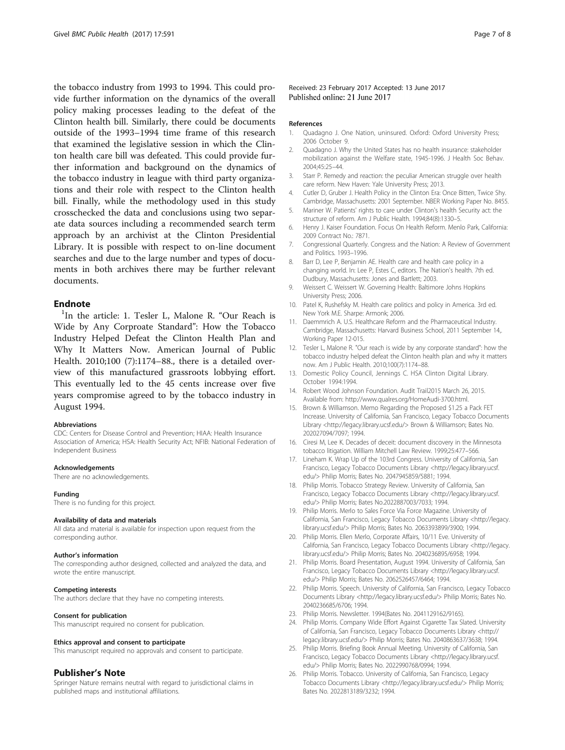the tobacco industry from 1993 to 1994. This could provide further information on the dynamics of the overall policy making processes leading to the defeat of the Clinton health bill. Similarly, there could be documents outside of the 1993–1994 time frame of this research that examined the legislative session in which the Clinton health care bill was defeated. This could provide further information and background on the dynamics of the tobacco industry in league with third party organizations and their role with respect to the Clinton health bill. Finally, while the methodology used in this study crosschecked the data and conclusions using two separate data sources including a recommended search term approach by an archivist at the Clinton Presidential Library. It is possible with respect to on-line document searches and due to the large number and types of documents in both archives there may be further relevant documents.

## Endnote

[1]In the article: 1. Tesler L, Malone R. "Our Reach is Wide by Any Corproate Standard": How the Tobacco Industry Helped Defeat the Clinton Health Plan and Why It Matters Now. American Journal of Public Health. 2010;100 (7):1174–88., there is a detailed overview of this manufactured grassroots lobbying effort. This eventually led to the 45 cents increase over five years compromise agreed to by the tobacco industry in August 1994.

### Abbreviations

CDC: Centers for Disease Control and Prevention; HIAA: Health Insurance Association of America; HSA: Health Security Act; NFIB: National Federation of Independent Business

### Acknowledgements

There are no acknowledgements.

### Funding

There is no funding for this project.

### Availability of data and materials

All data and material is available for inspection upon request from the corresponding author.

### Author's information

The corresponding author designed, collected and analyzed the data, and wrote the entire manuscript.

### Competing interests

The authors declare that they have no competing interests.

### Consent for publication

This manuscript required no consent for publication.

### Ethics approval and consent to participate

This manuscript required no approvals and consent to participate.

## Publisher's Note

Springer Nature remains neutral with regard to jurisdictional claims in published maps and institutional affiliations.

Received: 23 February 2017 Accepted: 13 June 2017
Published online: 21 June 2017

### References

1. Quadagno J. One Nation, uninsured. Oxford: Oxford University Press; 2006 October 9.
2. Quadagno J. Why the United States has no health insurance: stakeholder mobilization against the Welfare state, 1945-1996. J Health Soc Behav. 2004;45:25–44.
3. Starr P. Remedy and reaction: the peculiar American struggle over health care reform. New Haven: Yale University Press; 2013.
4. Cutler D, Gruber J. Health Policy in the Clinton Era: Once Bitten, Twice Shy. Cambridge, Massachusetts: 2001 September. NBER Working Paper No. 8455.
5. Mariner W. Patients' rights to care under Clinton's health Security act: the structure of reform. Am J Public Health. 1994;84(8):1330–5.
6. Henry J. Kaiser Foundation. Focus On Health Reform. Menlo Park, California: 2009 Contract No.: 7871.
7. Congressional Quarterly. Congress and the Nation: A Review of Government and Politics. 1993–1996.
8. Barr D, Lee P, Benjamin AE. Health care and health care policy in a changing world. In: Lee P, Estes C, editors. The Nation's health. 7th ed. Dudbury, Massachusetts: Jones and Bartlett; 2003.
9. Weissert C. Weissert W. Governing Health: Baltimore Johns Hopkins University Press; 2006.
10. Patel K, Rushefsky M. Health care politics and policy in America. 3rd ed. New York M.E. Sharpe: Armonk; 2006.
11. Daemmrich A. U.S. Healthcare Reform and the Pharmaceutical Industry. Cambridge, Massachusetts: Harvard Business School, 2011 September 14,. Working Paper 12-015.
12. Tesler L, Malone R. "Our reach is wide by any corporate standard": how the tobacco industry helped defeat the Clinton health plan and why it matters now. Am J Public Health. 2010;100(7):1174–88.
13. Domestic Policy Council, Jennings C. HSA Clinton Digital Library. October 1994:1994.
14. Robert Wood Johnson Foundation. Audit Trail2015 March 26, 2015. Available from: http://www.qualres.org/HomeAudi-3700.html.
15. Brown & Williamson. Memo Regarding the Proposed $1.25 a Pack FET Increase. University of California, San Francisco, Legacy Tobacco Documents Library <http://legacy.library.ucsf.edu/> Brown & Williamson; Bates No. 202027094/7097; 1994.
16. Ciresi M, Lee K. Decades of deceit: document discovery in the Minnesota tobacco litigation. William Mitchell Law Review. 1999;25:477–566.
17. Lineham K. Wrap Up of the 103rd Congress. University of California, San Francisco, Legacy Tobacco Documents Library <http://legacy.library.ucsf.edu/> Philip Morris; Bates No. 2047945859/5881; 1994.
18. Philip Morris. Tobacco Strategy Review. University of California, San Francisco, Legacy Tobacco Documents Library <http://legacy.library.ucsf.edu/> Philip Morris; Bates No.2022887003/7033; 1994.
19. Philip Morris. Merlo to Sales Force Via Force Magazine. University of California, San Francisco, Legacy Tobacco Documents Library <http://legacy.library.ucsf.edu/> Philip Morris; Bates No. 2063393899/3900; 1994.
20. Philip Morris. Ellen Merlo, Corporate Affairs, 10/11 Eve. University of California, San Francisco, Legacy Tobacco Documents Library <http://legacy.library.ucsf.edu/> Philip Morris; Bates No. 2040236895/6958; 1994.
21. Philip Morris. Board Presentation, August 1994. University of California, San Francisco, Legacy Tobacco Documents Library <http://legacy.library.ucsf.edu/> Philip Morris; Bates No. 2062526457/6464; 1994.
22. Philip Morris. Speech. University of California, San Francisco, Legacy Tobacco Documents Library <http://legacy.library.ucsf.edu/> Philip Morris; Bates No. 2040236685/6706; 1994.
23. Philip Morris. Newsletter. 1994(Bates No. 2041129162/9165).
24. Philip Morris. Company Wide Effort Against Cigarette Tax Slated. University of California, San Francisco, Legacy Tobacco Documents Library <http://legacy.library.ucsf.edu/> Philip Morris; Bates No. 2040863637/3638; 1994.
25. Philip Morris. Briefing Book Annual Meeting. University of California, San Francisco, Legacy Tobacco Documents Library <http://legacy.library.ucsf.edu/> Philip Morris; Bates No. 2022990768/0994; 1994.
26. Philip Morris. Tobacco. University of California, San Francisco, Legacy Tobacco Documents Library <http://legacy.library.ucsf.edu/> Philip Morris; Bates No. 2022813189/3232; 1994.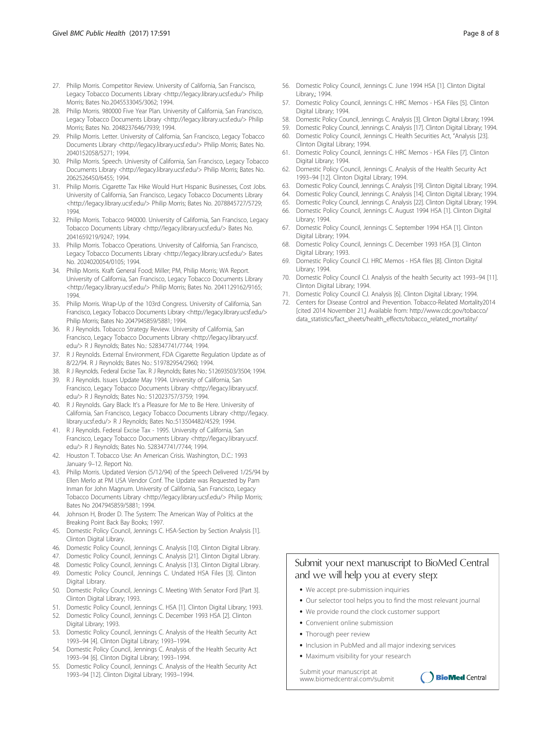27. Philip Morris. Competitor Review. University of California, San Francisco, Legacy Tobacco Documents Library <http://legacy.library.ucsf.edu/> Philip Morris; Bates No.2045533045/3062; 1994.
28. Philip Morris. 980000 Five Year Plan. University of California, San Francisco, Legacy Tobacco Documents Library <http://legacy.library.ucsf.edu/> Philip Morris; Bates No. 2048237646/7939; 1994.
29. Philip Morris. Letter. University of California, San Francisco, Legacy Tobacco Documents Library <http://legacy.library.ucsf.edu/> Philip Morris; Bates No. 2040152058/5271; 1994.
30. Philip Morris. Speech. University of California, San Francisco, Legacy Tobacco Documents Library <http://legacy.library.ucsf.edu/> Philip Morris; Bates No. 2062526450/6455; 1994.
31. Philip Morris. Cigarette Tax Hike Would Hurt Hispanic Businesses, Cost Jobs. University of California, San Francisco, Legacy Tobacco Documents Library <http://legacy.library.ucsf.edu/> Philip Morris; Bates No. 2078845727/5729; 1994.
32. Philip Morris. Tobacco 940000. University of California, San Francisco, Legacy Tobacco Documents Library <http://legacy.library.ucsf.edu/> Bates No. 2041659219/9247; 1994.
33. Philip Morris. Tobacco Operations. University of California, San Francisco, Legacy Tobacco Documents Library <http://legacy.library.ucsf.edu/> Bates No. 2024020054/0105; 1994.
34. Philip Morris. Kraft General Food; Miller; PM, Philip Morris; WA Report. University of California, San Francisco, Legacy Tobacco Documents Library <http://legacy.library.ucsf.edu/> Philip Morris; Bates No. 2041129162/9165; 1994.
35. Philip Morris. Wrap-Up of the 103rd Congress. University of California, San Francisco, Legacy Tobacco Documents Library <http://legacy.library.ucsf.edu/> Philip Morris; Bates No 2047945859/5881; 1994.
36. R J Reynolds. Tobacco Strategy Review. University of California, San Francisco, Legacy Tobacco Documents Library <http://legacy.library.ucsf.edu/> R J Reynolds; Bates No.: 528347741/7744; 1994.
37. R J Reynolds. External Environment, FDA Cigarette Regulation Update as of 8/22/94. R J Reynolds; Bates No.: 519782954/2960; 1994.
38. R J Reynolds. Federal Excise Tax. R J Reynolds; Bates No.: 512693503/3504; 1994.
39. R J Reynolds. Issues Update May 1994. University of California, San Francisco, Legacy Tobacco Documents Library <http://legacy.library.ucsf.edu/> R J Reynolds; Bates No.: 512023757/3759; 1994.
40. R J Reynolds. Gary Black: It's a Pleasure for Me to Be Here. University of California, San Francisco, Legacy Tobacco Documents Library <http://legacy.library.ucsf.edu/> R J Reynolds; Bates No.:513504482/4529; 1994.
41. R J Reynolds. Federal Excise Tax - 1995. University of California, San Francisco, Legacy Tobacco Documents Library <http://legacy.library.ucsf.edu/> R J Reynolds; Bates No. 528347741/7744; 1994.
42. Houston T. Tobacco Use: An American Crisis. Washington, D.C.: 1993 January 9–12. Report No.
43. Philip Morris. Updated Version (5/12/94) of the Speech Delivered 1/25/94 by Ellen Merlo at PM USA Vendor Conf. The Update was Requested by Pam Inman for John Magnum. University of California, San Francisco, Legacy Tobacco Documents Library <http://legacy.library.ucsf.edu/> Philip Morris; Bates No 2047945859/5881; 1994.
44. Johnson H, Broder D. The System: The American Way of Politics at the Breaking Point Back Bay Books; 1997.
45. Domestic Policy Council, Jennings C. HSA-Section by Section Analysis [1]. Clinton Digital Library.
46. Domestic Policy Council, Jennings C. Analysis [10]. Clinton Digital Library.
47. Domestic Policy Council, Jennings C. Analysis [21]. Clinton Digital Library.
48. Domestic Policy Council, Jennings C. Analysis [13]. Clinton Digital Library.
49. Domestic Policy Council, Jennings C. Undated HSA Files [3]. Clinton Digital Library.
50. Domestic Policy Council, Jennings C. Meeting With Senator Ford [Part 3]. Clinton Digital Library; 1993.
51. Domestic Policy Council, Jennings C. HSA [1]. Clinton Digital Library; 1993.
52. Domestic Policy Council, Jennings C. December 1993 HSA [2]. Clinton Digital Library; 1993.
53. Domestic Policy Council, Jennings C. Analysis of the Health Security Act 1993–94 [4]. Clinton Digital Library; 1993–1994.
54. Domestic Policy Council, Jennings C. Analysis of the Health Security Act 1993–94 [6]. Clinton Digital Library; 1993–1994.
55. Domestic Policy Council, Jennings C. Analysis of the Health Security Act 1993–94 [12]. Clinton Digital Library; 1993–1994.
56. Domestic Policy Council, Jennings C. June 1994 HSA [1]. Clinton Digital Library,; 1994.
57. Domestic Policy Council, Jennings C. HRC Memos - HSA Files [5]. Clinton Digital Library; 1994.
58. Domestic Policy Council, Jennings C. Analysis [3]. Clinton Digital Library; 1994.
59. Domestic Policy Council, Jennings C. Analysis [17]. Clinton Digital Library; 1994.
60. Domestic Policy Council, Jennings C. Health Securities Act, "Analysis [23]. Clinton Digital Library; 1994.
61. Domestic Policy Council, Jennings C. HRC Memos - HSA Files [7]. Clinton Digital Library; 1994.
62. Domestic Policy Council, Jennings C. Analysis of the Health Security Act 1993–94 [12]. Clinton Digital Library; 1994.
63. Domestic Policy Council, Jennings C. Analysis [19]. Clinton Digital Library; 1994.
64. Domestic Policy Council, Jennings C. Analysis [14]. Clinton Digital Library; 1994.
65. Domestic Policy Council, Jennings C. Analysis [22]. Clinton Digital Library; 1994.
66. Domestic Policy Council, Jennings C. August 1994 HSA [1]. Clinton Digital Library; 1994.
67. Domestic Policy Council, Jennings C. September 1994 HSA [1]. Clinton Digital Library; 1994.
68. Domestic Policy Council, Jennings C. December 1993 HSA [3]. Clinton Digital Library; 1993.
69. Domestic Policy Council CJ. HRC Memos - HSA files [8]. Clinton Digital Library; 1994.
70. Domestic Policy Council CJ. Analysis of the health Security act 1993–94 [11]. Clinton Digital Library; 1994.
71. Domestic Policy Council CJ. Analysis [6]. Clinton Digital Library; 1994.
72. Centers for Disease Control and Prevention. Tobacco-Related Mortality2014 [cited 2014 November 21,] Available from: http://www.cdc.gov/tobacco/data_statistics/fact_sheets/health_effects/tobacco_related_mortality/

Submit your next manuscript to BioMed Central and we will help you at every step:

- We accept pre-submission inquiries
- Our selector tool helps you to find the most relevant journal
- We provide round the clock customer support
- Convenient online submission
- Thorough peer review
- Inclusion in PubMed and all major indexing services
- Maximum visibility for your research

Submit your manuscript at www.biomedcentral.com/submit

BioMed Central